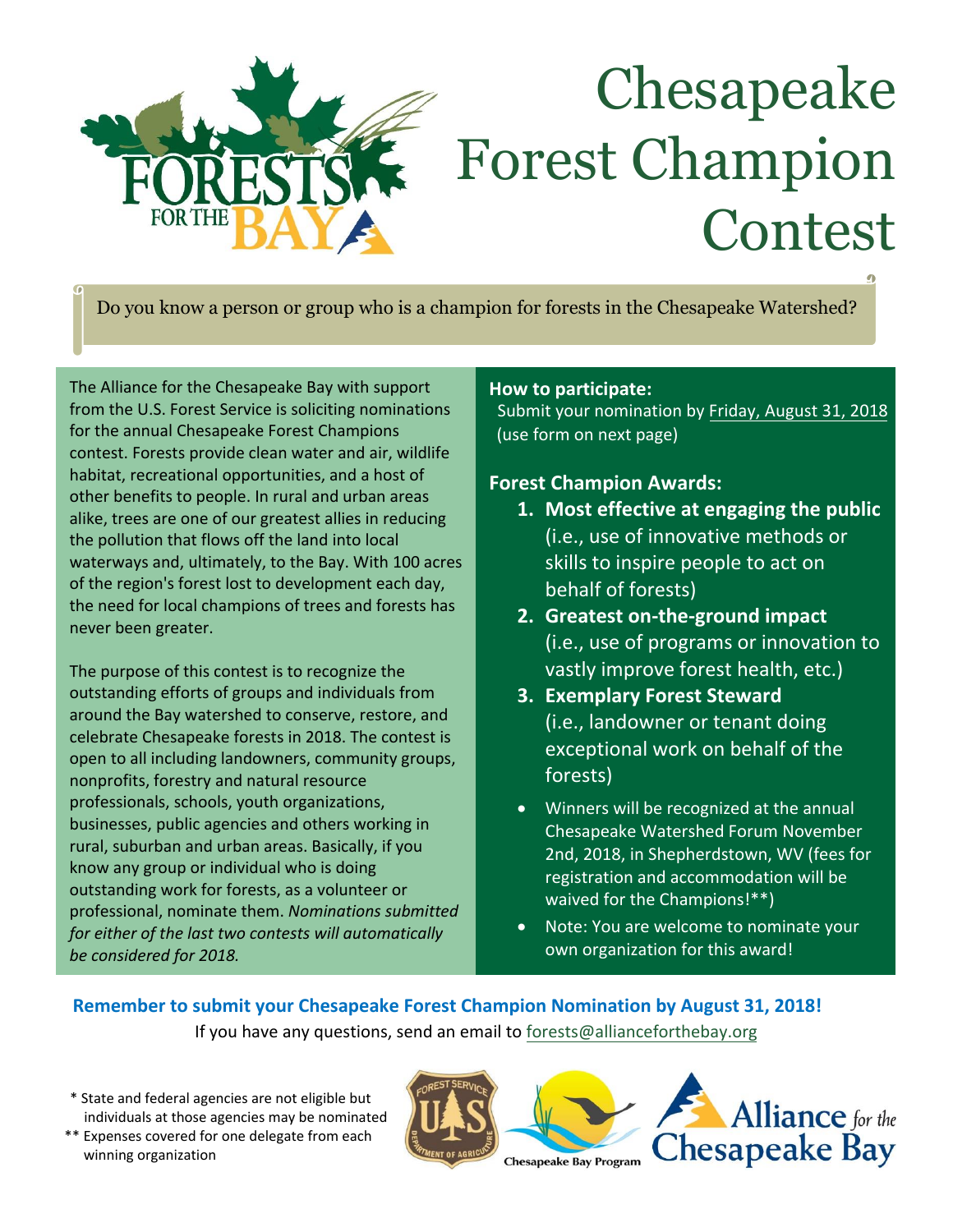# Chesapeake Forest Champion Contest

Do you know a person or group who is a champion for forests in the Chesapeake Watershed?

The Alliance for the Chesapeake Bay with support from the U.S. Forest Service is soliciting nominations for the annual Chesapeake Forest Champions contest. Forests provide clean water and air, wildlife habitat, recreational opportunities, and a host of other benefits to people. In rural and urban areas alike, trees are one of our greatest allies in reducing the pollution that flows off the land into local waterways and, ultimately, to the Bay. With 100 acres of the region's forest lost to development each day, the need for local champions of trees and forests has never been greater.

The purpose of this contest is to recognize the outstanding efforts of groups and individuals from around the Bay watershed to conserve, restore, and celebrate Chesapeake forests in 2018. The contest is open to all including landowners, community groups, nonprofits, forestry and natural resource professionals, schools, youth organizations, businesses, public agencies and others working in rural, suburban and urban areas. Basically, if you know any group or individual who is doing outstanding work for forests, as a volunteer or professional, nominate them. *Nominations submitted for either of the last two contests will automatically be considered for 2018.*

**How to participate:**

Submit your nomination by Friday, August 31, 2018 (use form on next page)

**Forest Champion Awards:**

1. **Most effective at engaging the public** (i.e., use of innovative methods or skills to inspire people to act on behalf of forests)
2. **Greatest on-the-ground impact** (i.e., use of programs or innovation to vastly improve forest health, etc.)
3. **Exemplary Forest Steward** (i.e., landowner or tenant doing exceptional work on behalf of the forests)

- Winners will be recognized at the annual Chesapeake Watershed Forum November 2nd, 2018, in Shepherdstown, WV (fees for registration and accommodation will be waived for the Champions!**)
- Note: You are welcome to nominate your own organization for this award!

**Remember to submit your Chesapeake Forest Champion Nomination by August 31, 2018!**

If you have any questions, send an email to forests@allianceforthebay.org

\* State and federal agencies are not eligible but individuals at those agencies may be nominated

\** Expenses covered for one delegate from each winning organization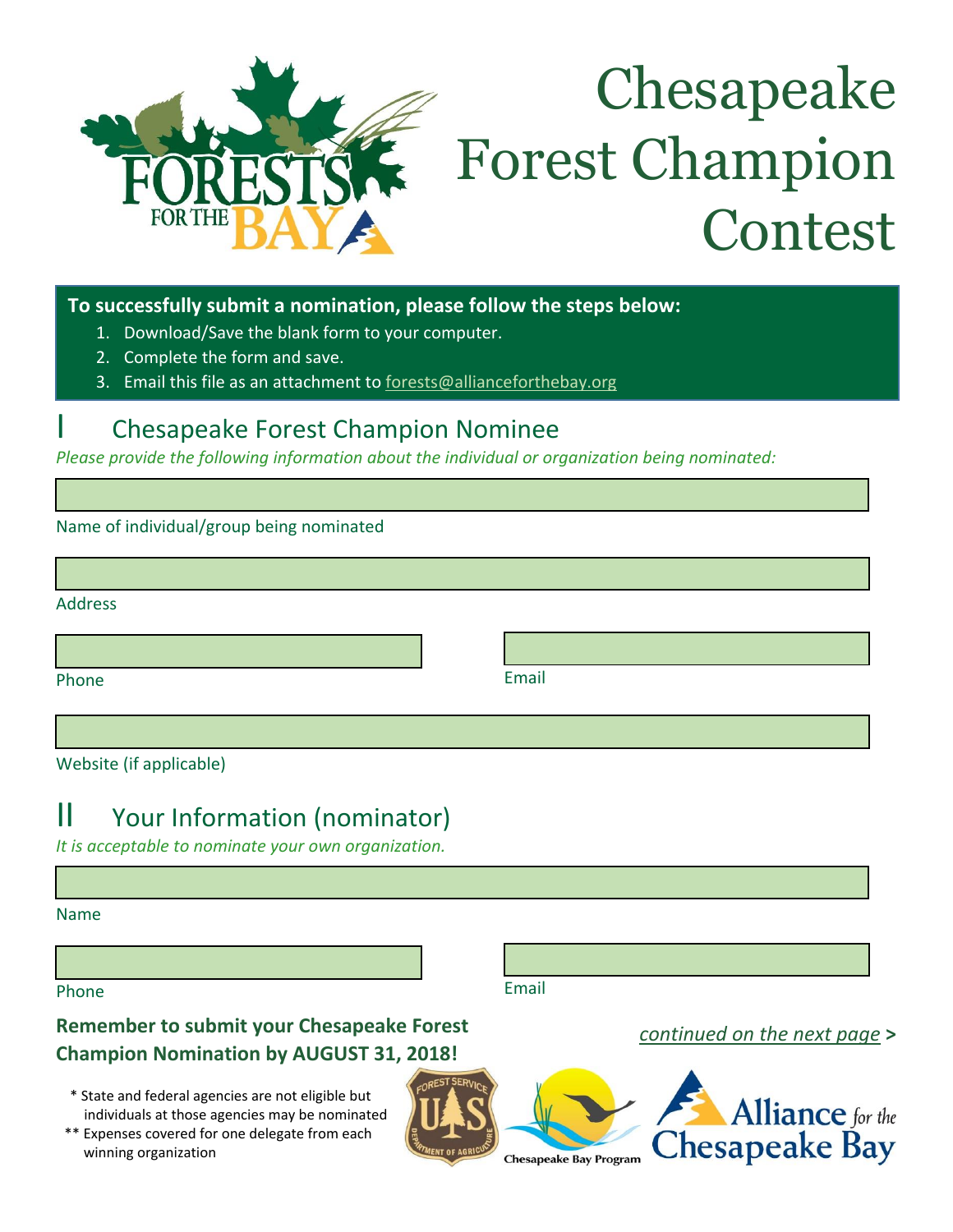# Chesapeake Forest Champion Contest

**To successfully submit a nomination, please follow the steps below:**

1. Download/Save the blank form to your computer.
2. Complete the form and save.
3. Email this file as an attachment to forests@allianceforthebay.org

## I Chesapeake Forest Champion Nominee

*Please provide the following information about the individual or organization being nominated:*

Name of individual/group being nominated

Address

Phone

Email

Website (if applicable)

## II Your Information (nominator)

*It is acceptable to nominate your own organization.*

Name

Phone

Email

**Remember to submit your Chesapeake Forest Champion Nomination by AUGUST 31, 2018!**

*continued on the next page* **>**

\* State and federal agencies are not eligible but individuals at those agencies may be nominated

\*\* Expenses covered for one delegate from each winning organization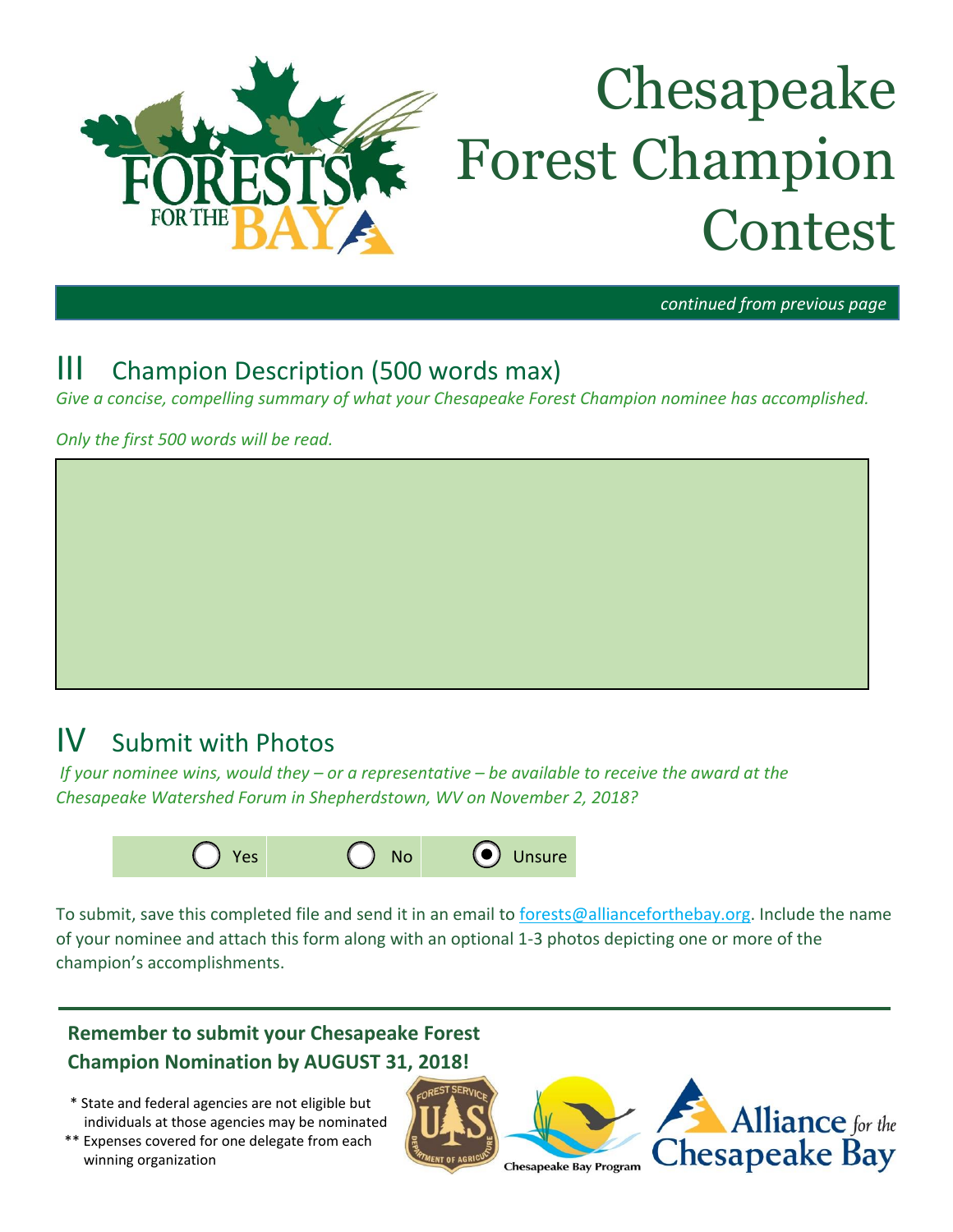# Chesapeake Forest Champion Contest

*continued from previous page*

## III Champion Description (500 words max)

*Give a concise, compelling summary of what your Chesapeake Forest Champion nominee has accomplished.*

*Only the first 500 words will be read.*

## IV Submit with Photos

*If your nominee wins, would they – or a representative – be available to receive the award at the Chesapeake Watershed Forum in Shepherdstown, WV on November 2, 2018?*

○ Yes ○ No ◉ Unsure

To submit, save this completed file and send it in an email to forests@allianceforthebay.org. Include the name of your nominee and attach this form along with an optional 1-3 photos depicting one or more of the champion's accomplishments.

**Remember to submit your Chesapeake Forest Champion Nomination by AUGUST 31, 2018!**

\* State and federal agencies are not eligible but individuals at those agencies may be nominated

\*\* Expenses covered for one delegate from each winning organization